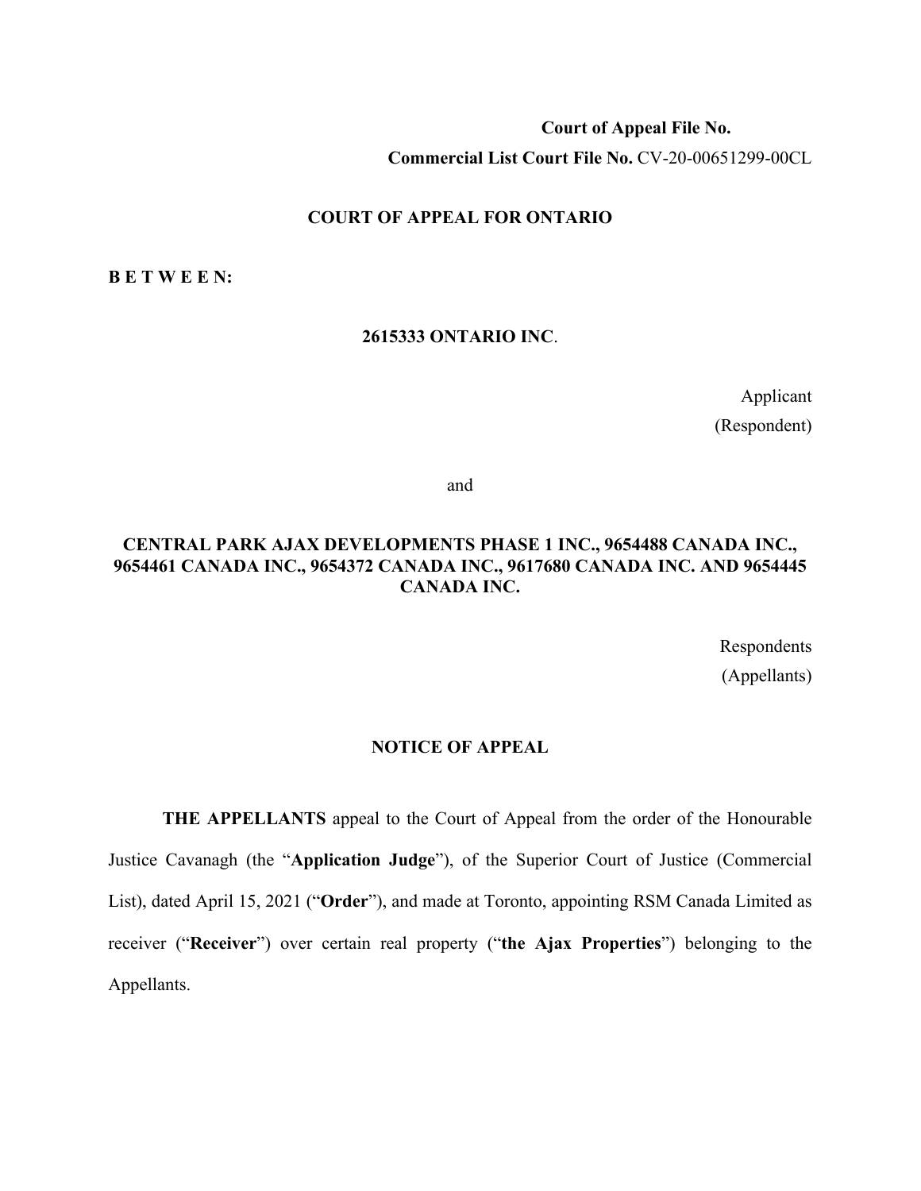**Court of Appeal File No.**

**Commercial List Court File No.** CV-20-00651299-00CL

# COURT OF APPEAL FOR ONTARIO

**B E T W E E N:**

**2615333 ONTARIO INC**.

Applicant
(Respondent)

and

**CENTRAL PARK AJAX DEVELOPMENTS PHASE 1 INC., 9654488 CANADA INC., 9654461 CANADA INC., 9654372 CANADA INC., 9617680 CANADA INC. AND 9654445 CANADA INC.**

Respondents
(Appellants)

## NOTICE OF APPEAL

**THE APPELLANTS** appeal to the Court of Appeal from the order of the Honourable Justice Cavanagh (the "**Application Judge**"), of the Superior Court of Justice (Commercial List), dated April 15, 2021 ("**Order**"), and made at Toronto, appointing RSM Canada Limited as receiver ("**Receiver**") over certain real property ("**the Ajax Properties**") belonging to the Appellants.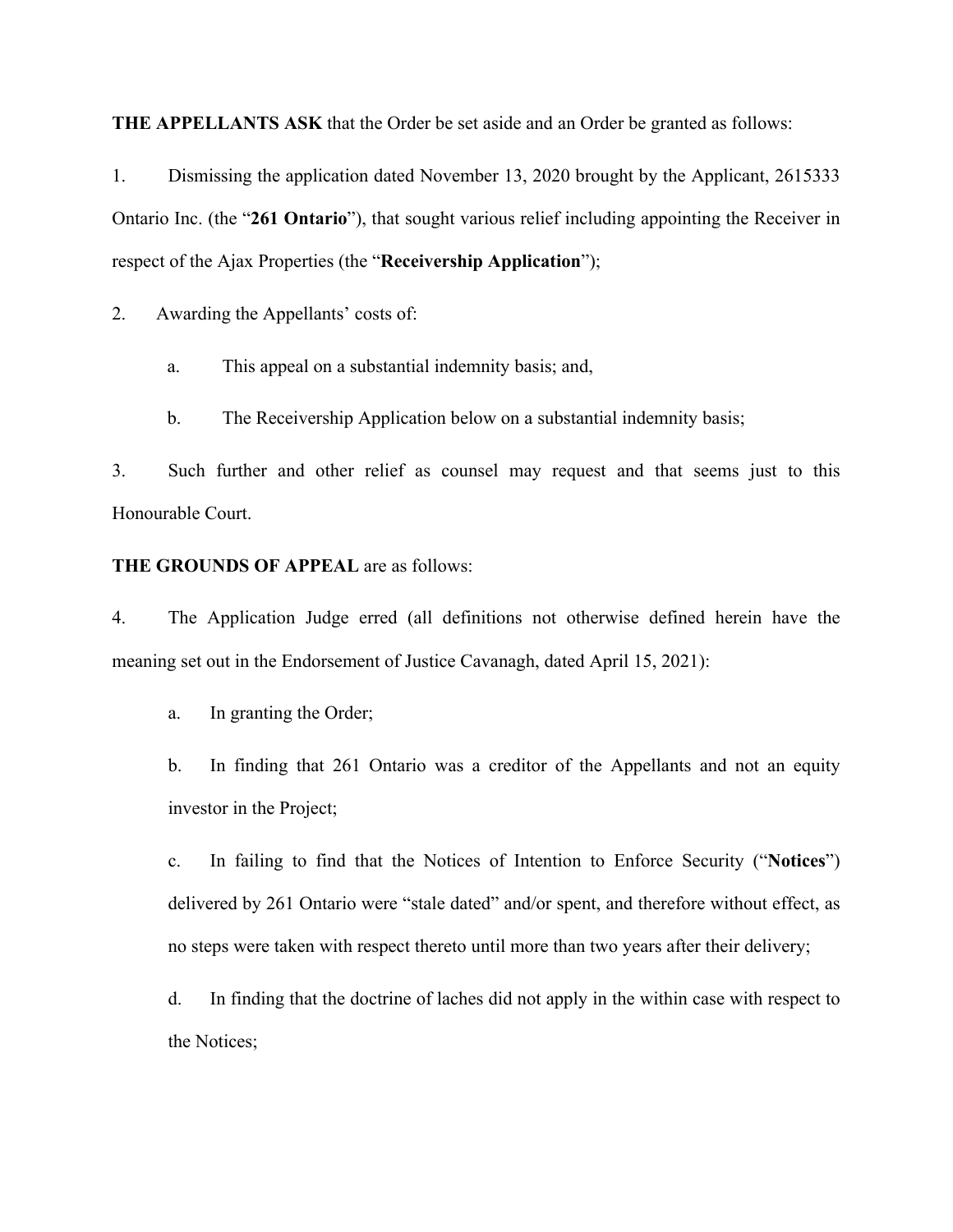**THE APPELLANTS ASK** that the Order be set aside and an Order be granted as follows:

1. Dismissing the application dated November 13, 2020 brought by the Applicant, 2615333 Ontario Inc. (the "**261 Ontario**"), that sought various relief including appointing the Receiver in respect of the Ajax Properties (the "**Receivership Application**");

2. Awarding the Appellants' costs of:

   a. This appeal on a substantial indemnity basis; and,

   b. The Receivership Application below on a substantial indemnity basis;

3. Such further and other relief as counsel may request and that seems just to this Honourable Court.

**THE GROUNDS OF APPEAL** are as follows:

4. The Application Judge erred (all definitions not otherwise defined herein have the meaning set out in the Endorsement of Justice Cavanagh, dated April 15, 2021):

   a. In granting the Order;

   b. In finding that 261 Ontario was a creditor of the Appellants and not an equity investor in the Project;

   c. In failing to find that the Notices of Intention to Enforce Security ("**Notices**") delivered by 261 Ontario were "stale dated" and/or spent, and therefore without effect, as no steps were taken with respect thereto until more than two years after their delivery;

   d. In finding that the doctrine of laches did not apply in the within case with respect to the Notices;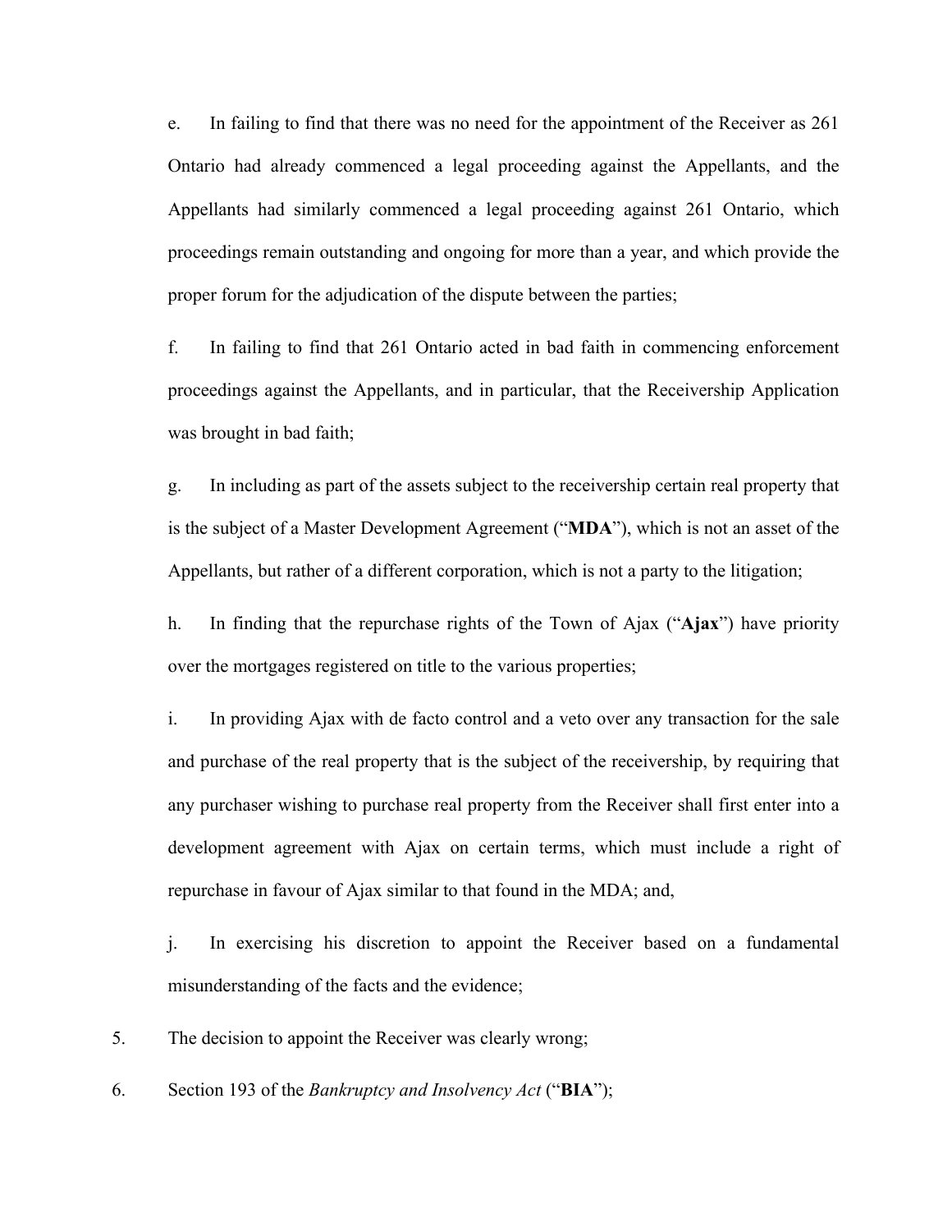e. In failing to find that there was no need for the appointment of the Receiver as 261 Ontario had already commenced a legal proceeding against the Appellants, and the Appellants had similarly commenced a legal proceeding against 261 Ontario, which proceedings remain outstanding and ongoing for more than a year, and which provide the proper forum for the adjudication of the dispute between the parties;

f. In failing to find that 261 Ontario acted in bad faith in commencing enforcement proceedings against the Appellants, and in particular, that the Receivership Application was brought in bad faith;

g. In including as part of the assets subject to the receivership certain real property that is the subject of a Master Development Agreement ("**MDA**"), which is not an asset of the Appellants, but rather of a different corporation, which is not a party to the litigation;

h. In finding that the repurchase rights of the Town of Ajax ("**Ajax**") have priority over the mortgages registered on title to the various properties;

i. In providing Ajax with de facto control and a veto over any transaction for the sale and purchase of the real property that is the subject of the receivership, by requiring that any purchaser wishing to purchase real property from the Receiver shall first enter into a development agreement with Ajax on certain terms, which must include a right of repurchase in favour of Ajax similar to that found in the MDA; and,

j. In exercising his discretion to appoint the Receiver based on a fundamental misunderstanding of the facts and the evidence;

5. The decision to appoint the Receiver was clearly wrong;

6. Section 193 of the *Bankruptcy and Insolvency Act* ("**BIA**");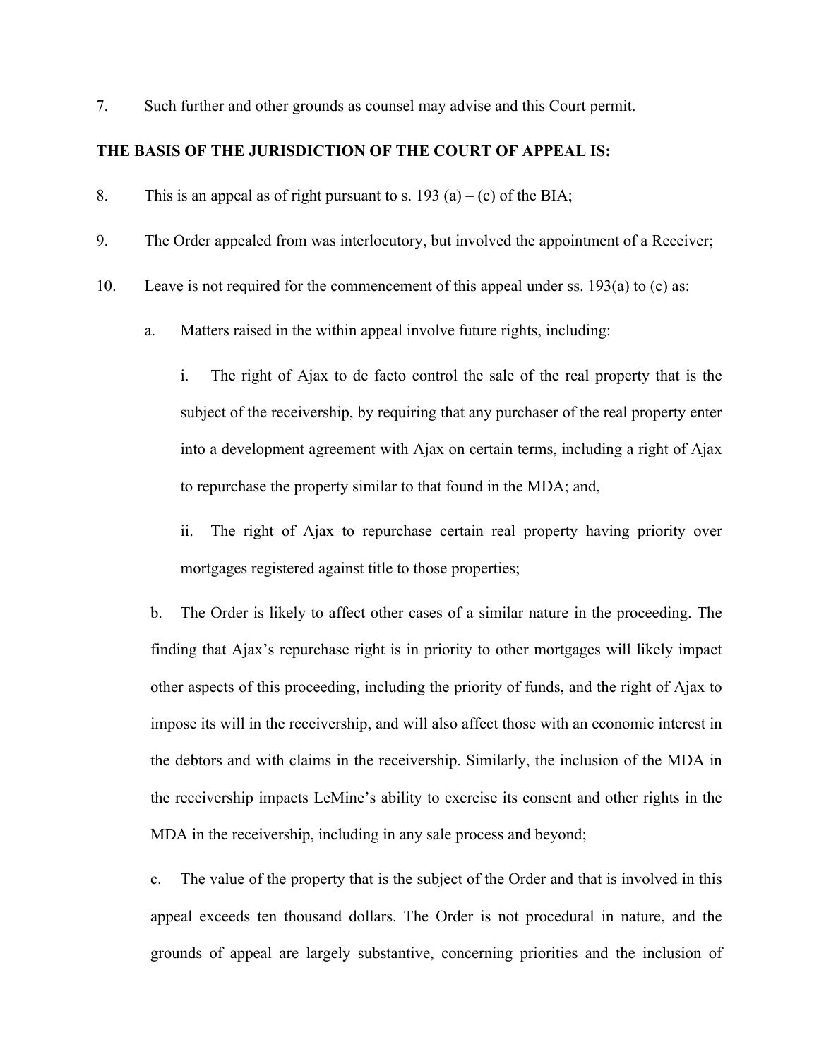7. Such further and other grounds as counsel may advise and this Court permit.

**THE BASIS OF THE JURISDICTION OF THE COURT OF APPEAL IS:**

8. This is an appeal as of right pursuant to s. 193 (a) – (c) of the BIA;

9. The Order appealed from was interlocutory, but involved the appointment of a Receiver;

10. Leave is not required for the commencement of this appeal under ss. 193(a) to (c) as:

   a. Matters raised in the within appeal involve future rights, including:

      i. The right of Ajax to de facto control the sale of the real property that is the subject of the receivership, by requiring that any purchaser of the real property enter into a development agreement with Ajax on certain terms, including a right of Ajax to repurchase the property similar to that found in the MDA; and,

      ii. The right of Ajax to repurchase certain real property having priority over mortgages registered against title to those properties;

   b. The Order is likely to affect other cases of a similar nature in the proceeding. The finding that Ajax's repurchase right is in priority to other mortgages will likely impact other aspects of this proceeding, including the priority of funds, and the right of Ajax to impose its will in the receivership, and will also affect those with an economic interest in the debtors and with claims in the receivership. Similarly, the inclusion of the MDA in the receivership impacts LeMine's ability to exercise its consent and other rights in the MDA in the receivership, including in any sale process and beyond;

   c. The value of the property that is the subject of the Order and that is involved in this appeal exceeds ten thousand dollars. The Order is not procedural in nature, and the grounds of appeal are largely substantive, concerning priorities and the inclusion of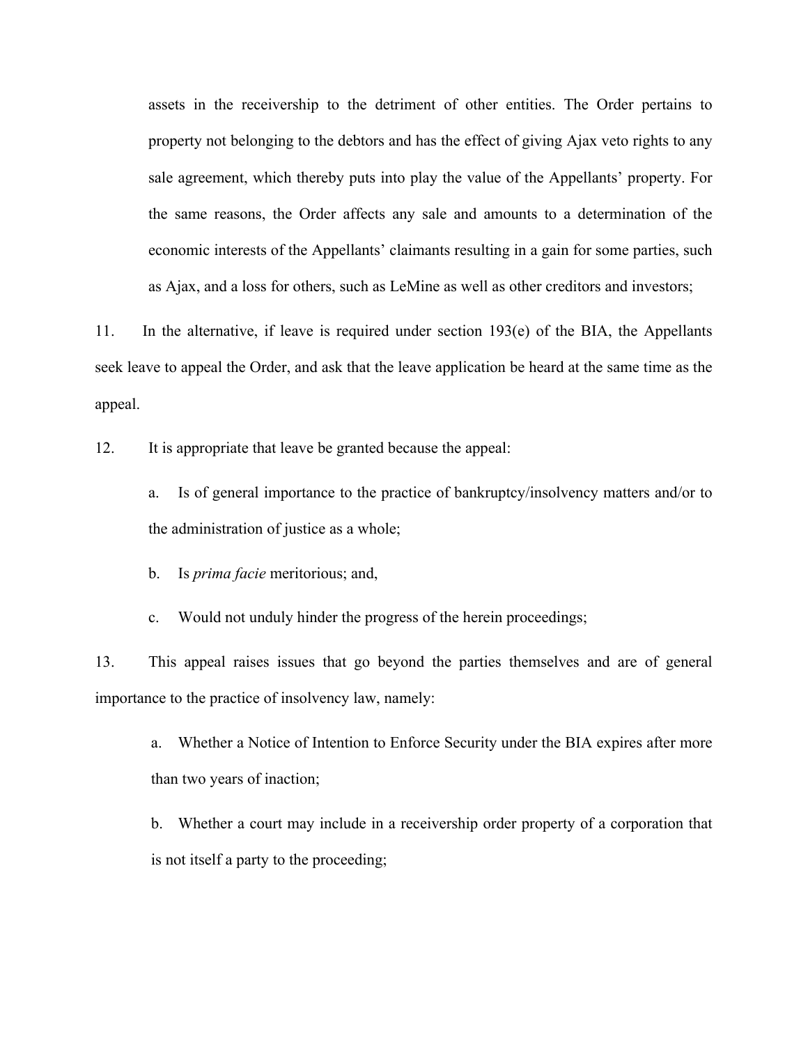assets in the receivership to the detriment of other entities. The Order pertains to property not belonging to the debtors and has the effect of giving Ajax veto rights to any sale agreement, which thereby puts into play the value of the Appellants' property. For the same reasons, the Order affects any sale and amounts to a determination of the economic interests of the Appellants' claimants resulting in a gain for some parties, such as Ajax, and a loss for others, such as LeMine as well as other creditors and investors;

11. In the alternative, if leave is required under section 193(e) of the BIA, the Appellants seek leave to appeal the Order, and ask that the leave application be heard at the same time as the appeal.

12. It is appropriate that leave be granted because the appeal:

a. Is of general importance to the practice of bankruptcy/insolvency matters and/or to the administration of justice as a whole;

b. Is *prima facie* meritorious; and,

c. Would not unduly hinder the progress of the herein proceedings;

13. This appeal raises issues that go beyond the parties themselves and are of general importance to the practice of insolvency law, namely:

a. Whether a Notice of Intention to Enforce Security under the BIA expires after more than two years of inaction;

b. Whether a court may include in a receivership order property of a corporation that is not itself a party to the proceeding;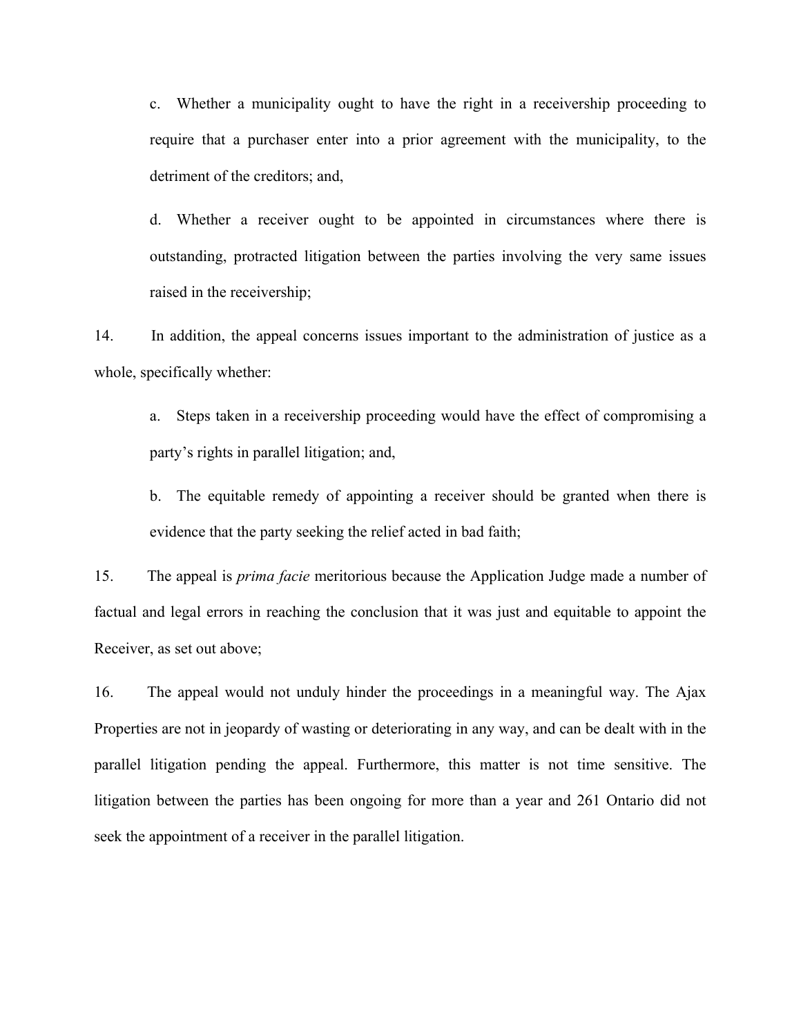c. Whether a municipality ought to have the right in a receivership proceeding to require that a purchaser enter into a prior agreement with the municipality, to the detriment of the creditors; and,

d. Whether a receiver ought to be appointed in circumstances where there is outstanding, protracted litigation between the parties involving the very same issues raised in the receivership;

14. In addition, the appeal concerns issues important to the administration of justice as a whole, specifically whether:

a. Steps taken in a receivership proceeding would have the effect of compromising a party's rights in parallel litigation; and,

b. The equitable remedy of appointing a receiver should be granted when there is evidence that the party seeking the relief acted in bad faith;

15. The appeal is *prima facie* meritorious because the Application Judge made a number of factual and legal errors in reaching the conclusion that it was just and equitable to appoint the Receiver, as set out above;

16. The appeal would not unduly hinder the proceedings in a meaningful way. The Ajax Properties are not in jeopardy of wasting or deteriorating in any way, and can be dealt with in the parallel litigation pending the appeal. Furthermore, this matter is not time sensitive. The litigation between the parties has been ongoing for more than a year and 261 Ontario did not seek the appointment of a receiver in the parallel litigation.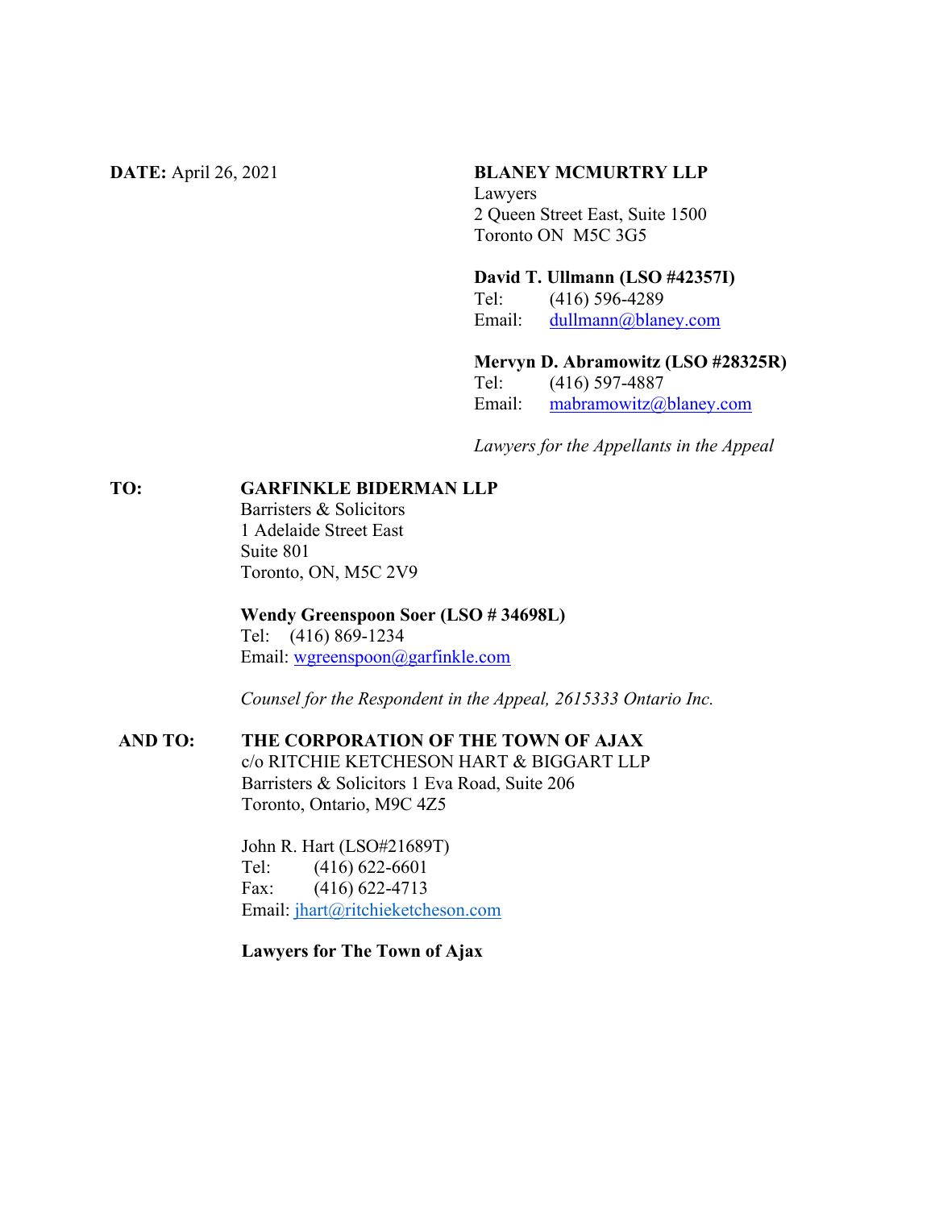**DATE:** April 26, 2021

**BLANEY MCMURTRY LLP**
Lawyers
2 Queen Street East, Suite 1500
Toronto ON M5C 3G5

**David T. Ullmann (LSO #42357I)**
Tel: (416) 596-4289
Email: dullmann@blaney.com

**Mervyn D. Abramowitz (LSO #28325R)**
Tel: (416) 597-4887
Email: mabramowitz@blaney.com

*Lawyers for the Appellants in the Appeal*

**TO:** **GARFINKLE BIDERMAN LLP**
Barristers & Solicitors
1 Adelaide Street East
Suite 801
Toronto, ON, M5C 2V9

**Wendy Greenspoon Soer (LSO # 34698L)**
Tel: (416) 869-1234
Email: wgreenspoon@garfinkle.com

*Counsel for the Respondent in the Appeal, 2615333 Ontario Inc.*

**AND TO:** **THE CORPORATION OF THE TOWN OF AJAX**
c/o RITCHIE KETCHESON HART & BIGGART LLP
Barristers & Solicitors 1 Eva Road, Suite 206
Toronto, Ontario, M9C 4Z5

John R. Hart (LSO#21689T)
Tel: (416) 622-6601
Fax: (416) 622-4713
Email: jhart@ritchieketcheson.com

**Lawyers for The Town of Ajax**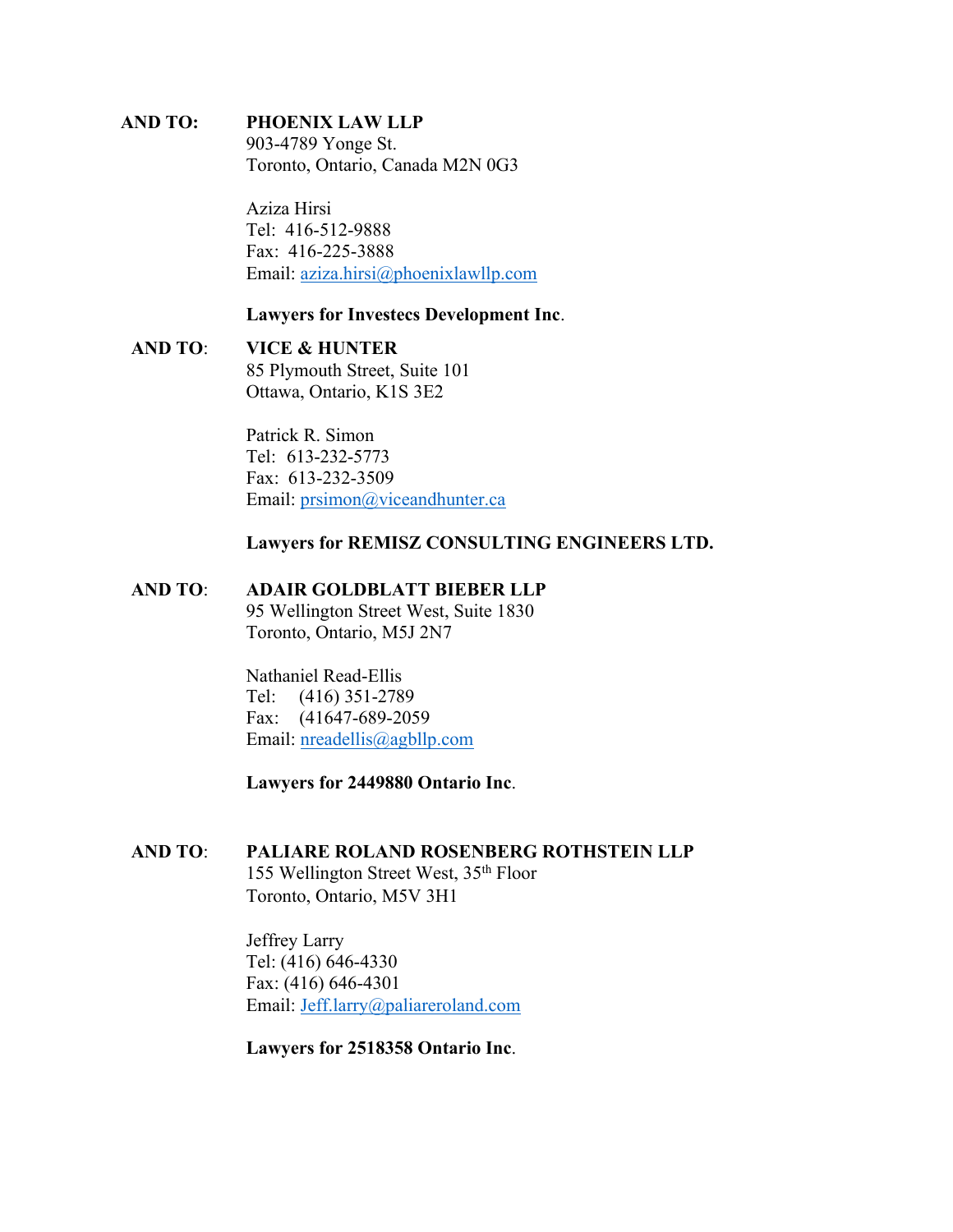**AND TO:** **PHOENIX LAW LLP**
903-4789 Yonge St.
Toronto, Ontario, Canada M2N 0G3

Aziza Hirsi
Tel: 416-512-9888
Fax: 416-225-3888
Email: aziza.hirsi@phoenixlawllp.com

**Lawyers for Investecs Development Inc**.

**AND TO**: **VICE & HUNTER**
85 Plymouth Street, Suite 101
Ottawa, Ontario, K1S 3E2

Patrick R. Simon
Tel: 613-232-5773
Fax: 613-232-3509
Email: prsimon@viceandhunter.ca

**Lawyers for REMISZ CONSULTING ENGINEERS LTD.**

**AND TO**: **ADAIR GOLDBLATT BIEBER LLP**
95 Wellington Street West, Suite 1830
Toronto, Ontario, M5J 2N7

Nathaniel Read-Ellis
Tel: (416) 351-2789
Fax: (41647-689-2059
Email: nreadellis@agbllp.com

**Lawyers for 2449880 Ontario Inc**.

**AND TO**: **PALIARE ROLAND ROSENBERG ROTHSTEIN LLP**
155 Wellington Street West, 35th Floor
Toronto, Ontario, M5V 3H1

Jeffrey Larry
Tel: (416) 646-4330
Fax: (416) 646-4301
Email: Jeff.larry@paliareroland.com

**Lawyers for 2518358 Ontario Inc**.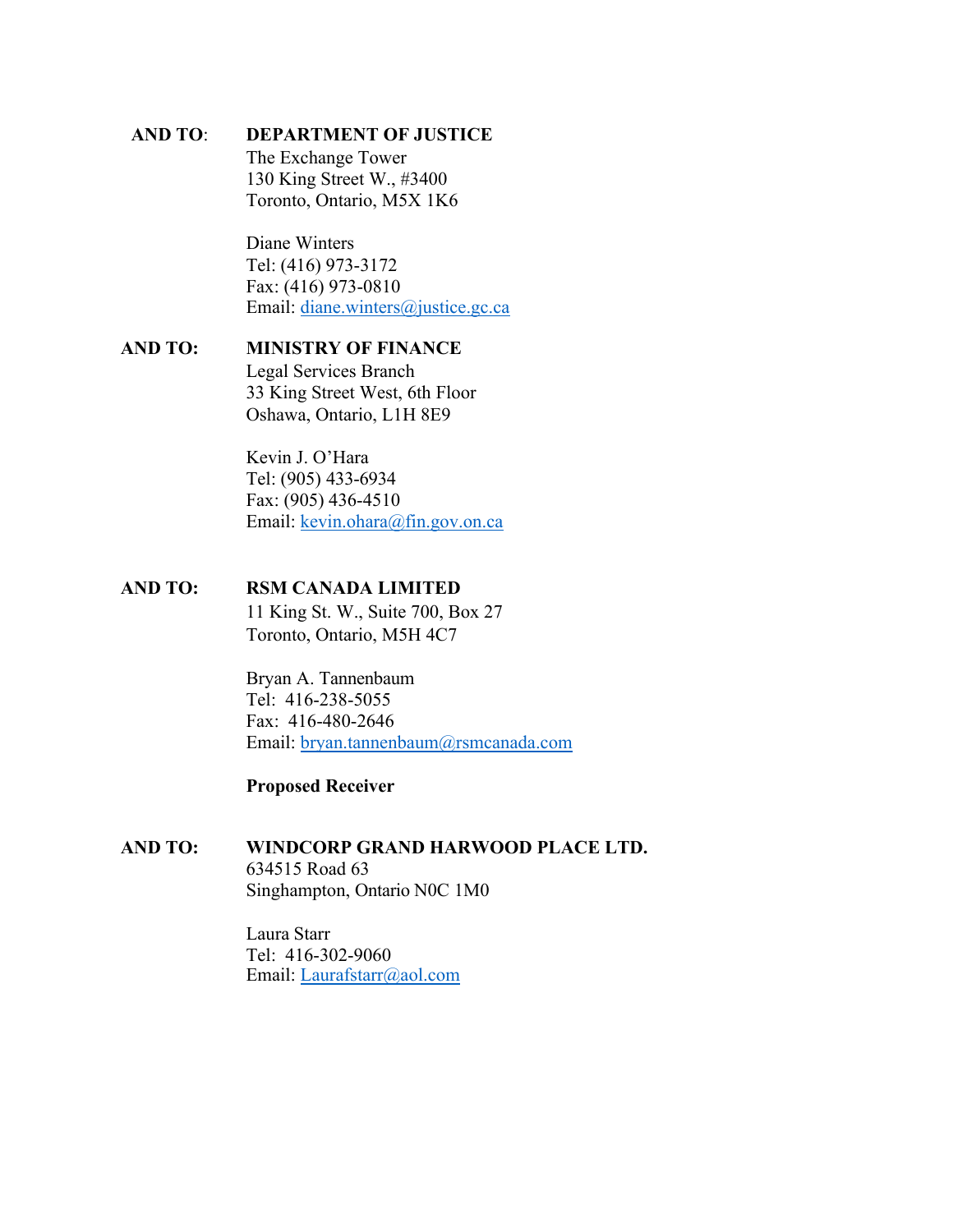**AND TO**: **DEPARTMENT OF JUSTICE**
The Exchange Tower
130 King Street W., #3400
Toronto, Ontario, M5X 1K6

Diane Winters
Tel: (416) 973-3172
Fax: (416) 973-0810
Email: diane.winters@justice.gc.ca

**AND TO:** **MINISTRY OF FINANCE**
Legal Services Branch
33 King Street West, 6th Floor
Oshawa, Ontario, L1H 8E9

Kevin J. O'Hara
Tel: (905) 433-6934
Fax: (905) 436-4510
Email: kevin.ohara@fin.gov.on.ca

**AND TO:** **RSM CANADA LIMITED**
11 King St. W., Suite 700, Box 27
Toronto, Ontario, M5H 4C7

Bryan A. Tannenbaum
Tel: 416-238-5055
Fax: 416-480-2646
Email: bryan.tannenbaum@rsmcanada.com

**Proposed Receiver**

**AND TO:** **WINDCORP GRAND HARWOOD PLACE LTD.**
634515 Road 63
Singhampton, Ontario N0C 1M0

Laura Starr
Tel: 416-302-9060
Email: Laurafstarr@aol.com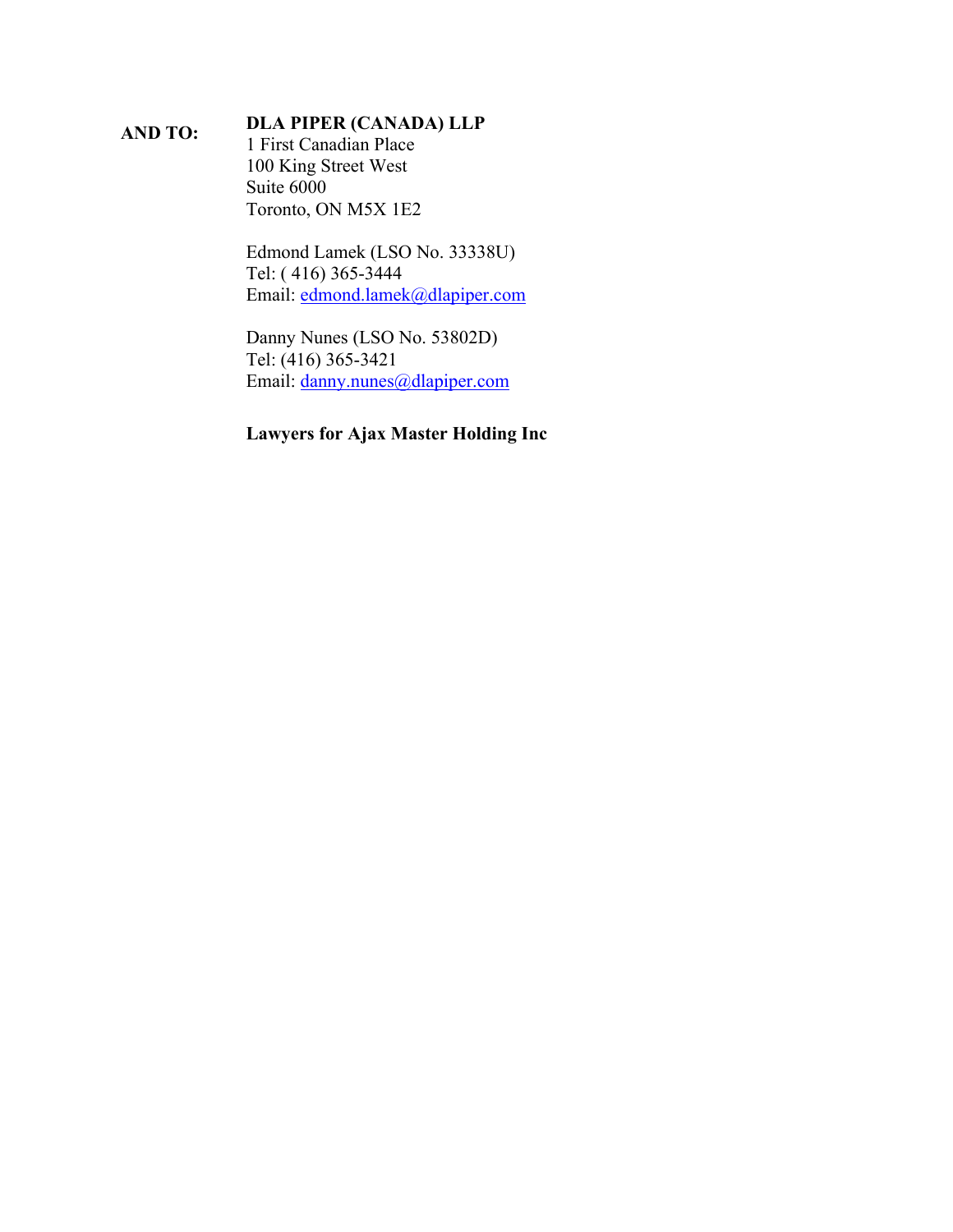**AND TO:** **DLA PIPER (CANADA) LLP**
1 First Canadian Place
100 King Street West
Suite 6000
Toronto, ON M5X 1E2

Edmond Lamek (LSO No. 33338U)
Tel: ( 416) 365-3444
Email: edmond.lamek@dlapiper.com

Danny Nunes (LSO No. 53802D)
Tel: (416) 365-3421
Email: danny.nunes@dlapiper.com

**Lawyers for Ajax Master Holding Inc**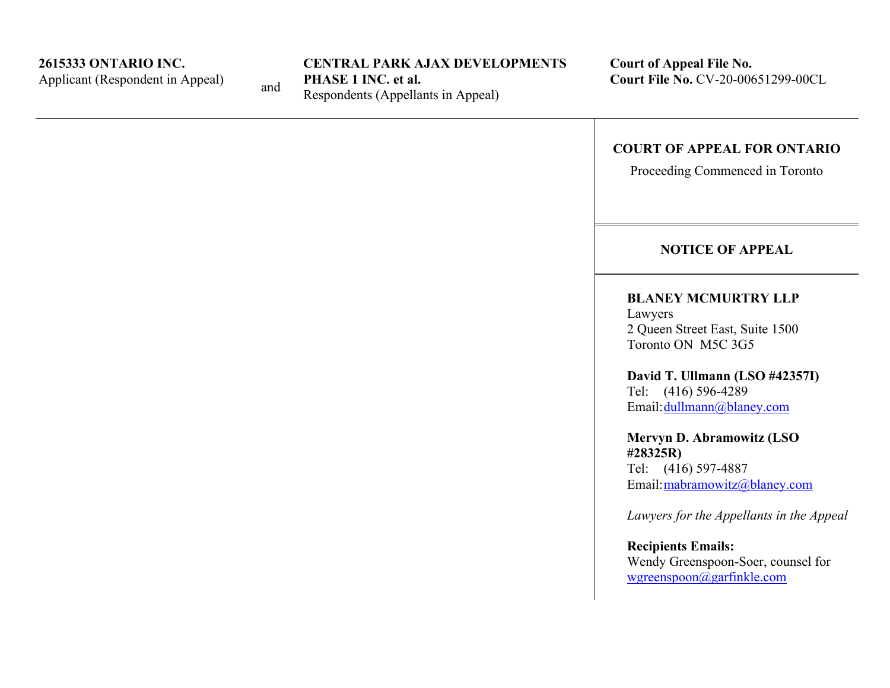**2615333 ONTARIO INC.**
Applicant (Respondent in Appeal)

and

**CENTRAL PARK AJAX DEVELOPMENTS PHASE 1 INC. et al.**
Respondents (Appellants in Appeal)

**Court of Appeal File No.**
**Court File No.** CV-20-00651299-00CL

**COURT OF APPEAL FOR ONTARIO**

Proceeding Commenced in Toronto

**NOTICE OF APPEAL**

**BLANEY MCMURTRY LLP**
Lawyers
2 Queen Street East, Suite 1500
Toronto ON M5C 3G5

**David T. Ullmann (LSO #42357I)**
Tel: (416) 596-4289
Email: dullmann@blaney.com

**Mervyn D. Abramowitz (LSO #28325R)**
Tel: (416) 597-4887
Email: mabramowitz@blaney.com

*Lawyers for the Appellants in the Appeal*

**Recipients Emails:**
Wendy Greenspoon-Soer, counsel for
wgreenspoon@garfinkle.com